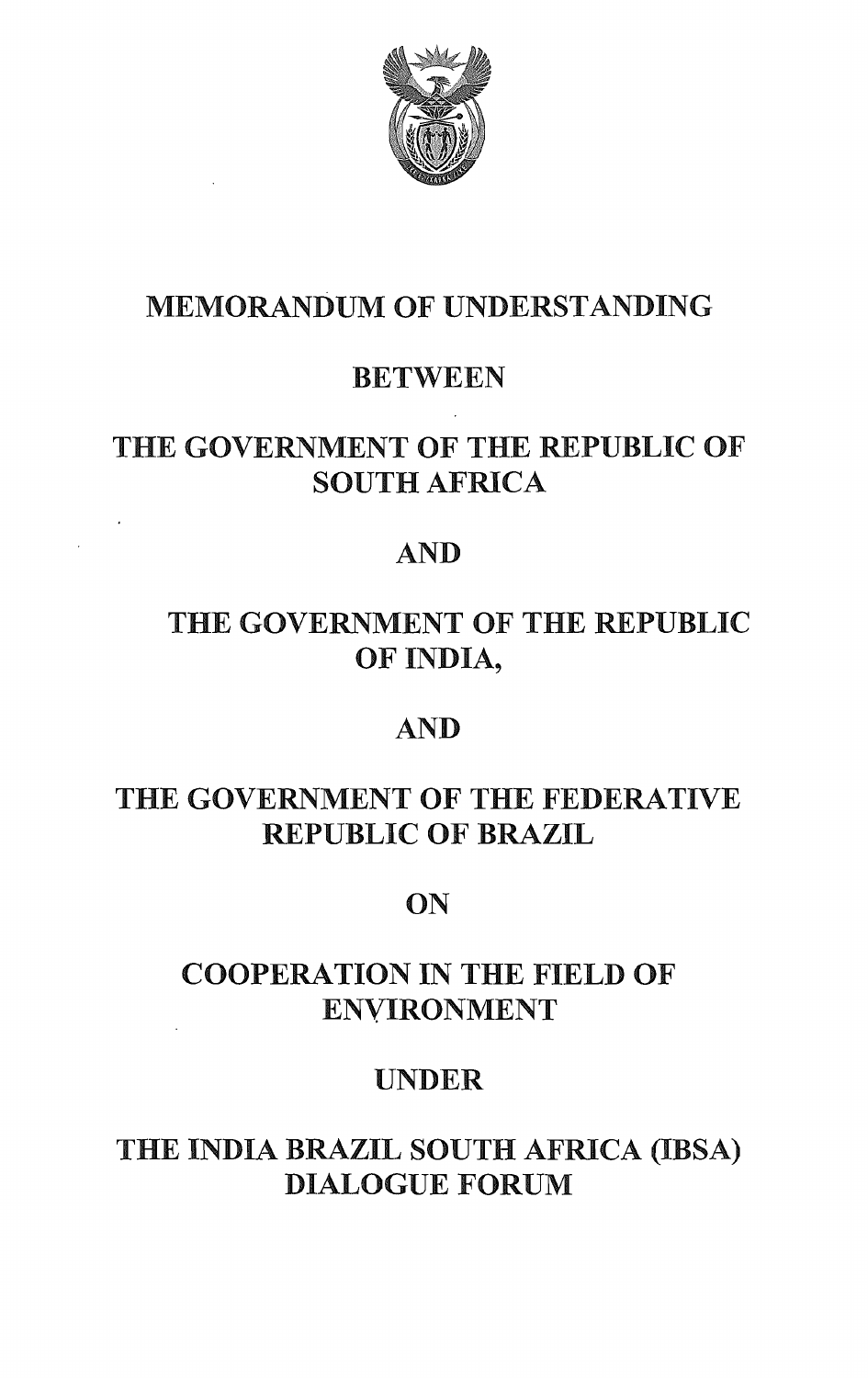# MEMORANDUM OF UNDERSTANDING

## BETWEEN

## THE GOVERNMENT OF THE REPUBLIC OF SOUTH AFRICA

## AND

## THE GOVERNMENT OF THE REPUBLIC OF INDIA,

## AND

## THE GOVERNMENT OF THE FEDERATIVE REPUBLIC OF BRAZIL

## ON

## COOPERATION IN THE FIELD OF ENVIRONMENT

## UNDER

## THE INDIA BRAZIL SOUTH AFRICA (IBSA) DIALOGUE FORUM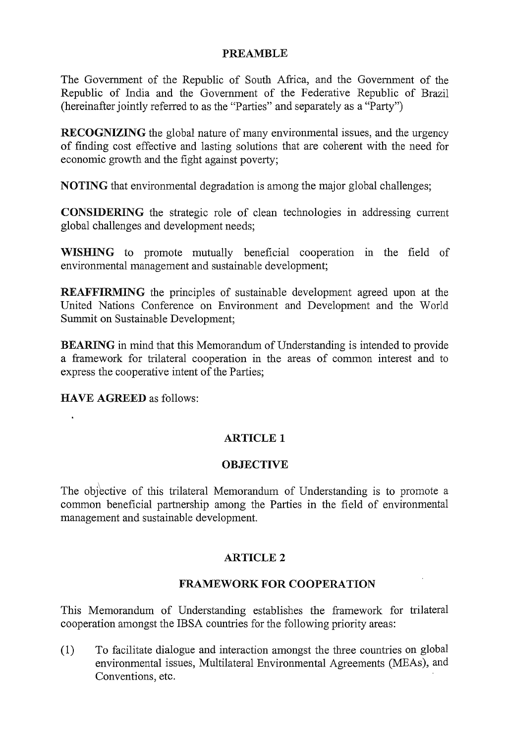## PREAMBLE

The Government of the Republic of South Africa, and the Government of the Republic of India and the Government of the Federative Republic of Brazil (hereinafter jointly referred to as the "Parties" and separately as a "Party")

**RECOGNIZING** the global nature of many environmental issues, and the urgency of finding cost effective and lasting solutions that are coherent with the need for economic growth and the fight against poverty;

**NOTING** that environmental degradation is among the major global challenges;

**CONSIDERING** the strategic role of clean technologies in addressing current global challenges and development needs;

**WISHING** to promote mutually beneficial cooperation in the field of environmental management and sustainable development;

**REAFFIRMING** the principles of sustainable development agreed upon at the United Nations Conference on Environment and Development and the World Summit on Sustainable Development;

**BEARING** in mind that this Memorandum of Understanding is intended to provide a framework for trilateral cooperation in the areas of common interest and to express the cooperative intent of the Parties;

**HAVE AGREED** as follows:

## ARTICLE 1

## OBJECTIVE

The objective of this trilateral Memorandum of Understanding is to promote a common beneficial partnership among the Parties in the field of environmental management and sustainable development.

## ARTICLE 2

## FRAMEWORK FOR COOPERATION

This Memorandum of Understanding establishes the framework for trilateral cooperation amongst the IBSA countries for the following priority areas:

(1) To facilitate dialogue and interaction amongst the three countries on global environmental issues, Multilateral Environmental Agreements (MEAs), and Conventions, etc.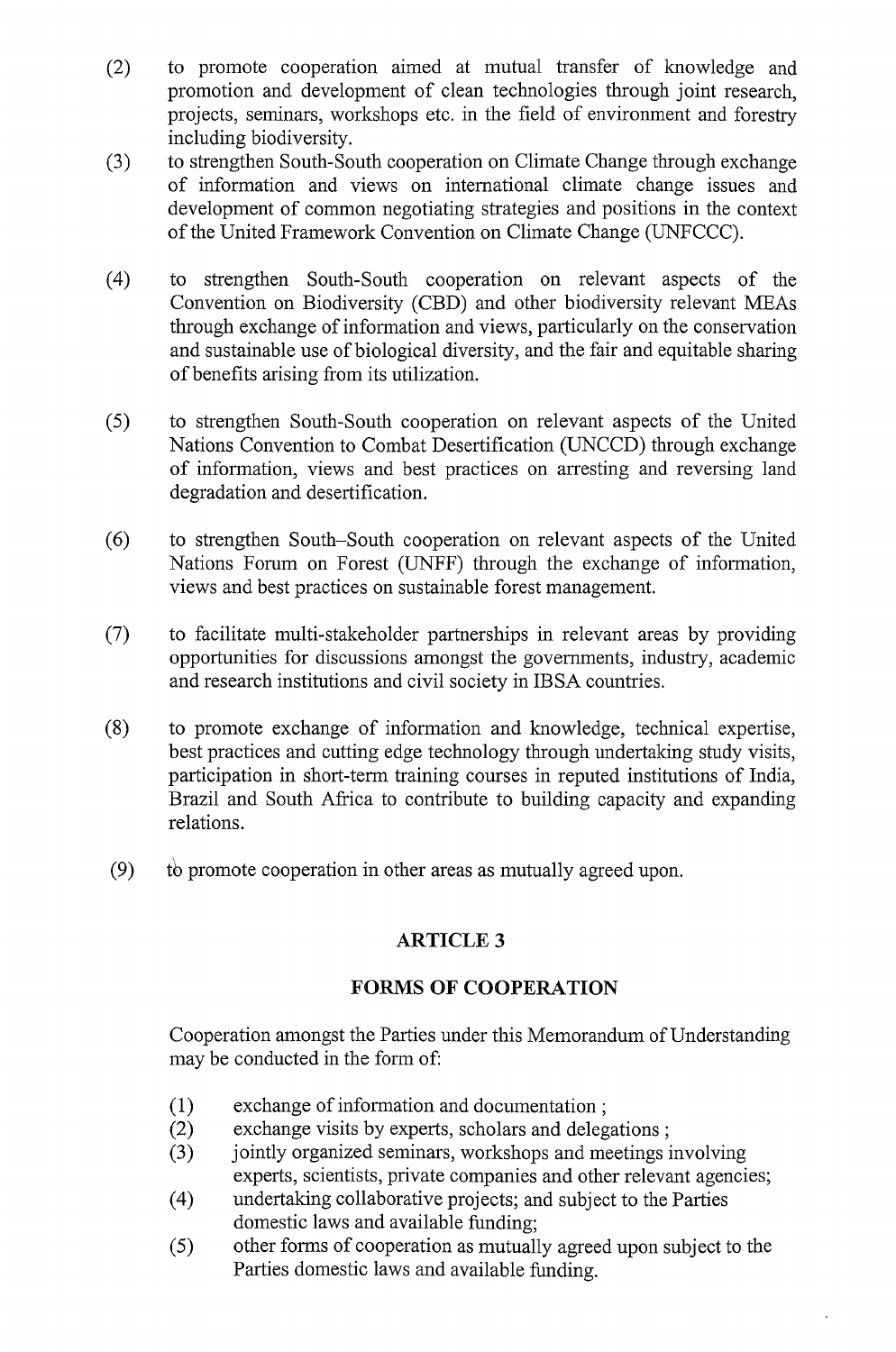(2) to promote cooperation aimed at mutual transfer of knowledge and promotion and development of clean technologies through joint research, projects, seminars, workshops etc. in the field of environment and forestry including biodiversity.

(3) to strengthen South-South cooperation on Climate Change through exchange of information and views on international climate change issues and development of common negotiating strategies and positions in the context of the United Framework Convention on Climate Change (UNFCCC).

(4) to strengthen South-South cooperation on relevant aspects of the Convention on Biodiversity (CBD) and other biodiversity relevant MEAs through exchange of information and views, particularly on the conservation and sustainable use of biological diversity, and the fair and equitable sharing of benefits arising from its utilization.

(5) to strengthen South-South cooperation on relevant aspects of the United Nations Convention to Combat Desertification (UNCCD) through exchange of information, views and best practices on arresting and reversing land degradation and desertification.

(6) to strengthen South–South cooperation on relevant aspects of the United Nations Forum on Forest (UNFF) through the exchange of information, views and best practices on sustainable forest management.

(7) to facilitate multi-stakeholder partnerships in relevant areas by providing opportunities for discussions amongst the governments, industry, academic and research institutions and civil society in IBSA countries.

(8) to promote exchange of information and knowledge, technical expertise, best practices and cutting edge technology through undertaking study visits, participation in short-term training courses in reputed institutions of India, Brazil and South Africa to contribute to building capacity and expanding relations.

(9) to promote cooperation in other areas as mutually agreed upon.

## ARTICLE 3

## FORMS OF COOPERATION

Cooperation amongst the Parties under this Memorandum of Understanding may be conducted in the form of:

(1) exchange of information and documentation ;
(2) exchange visits by experts, scholars and delegations ;
(3) jointly organized seminars, workshops and meetings involving experts, scientists, private companies and other relevant agencies;
(4) undertaking collaborative projects; and subject to the Parties domestic laws and available funding;
(5) other forms of cooperation as mutually agreed upon subject to the Parties domestic laws and available funding.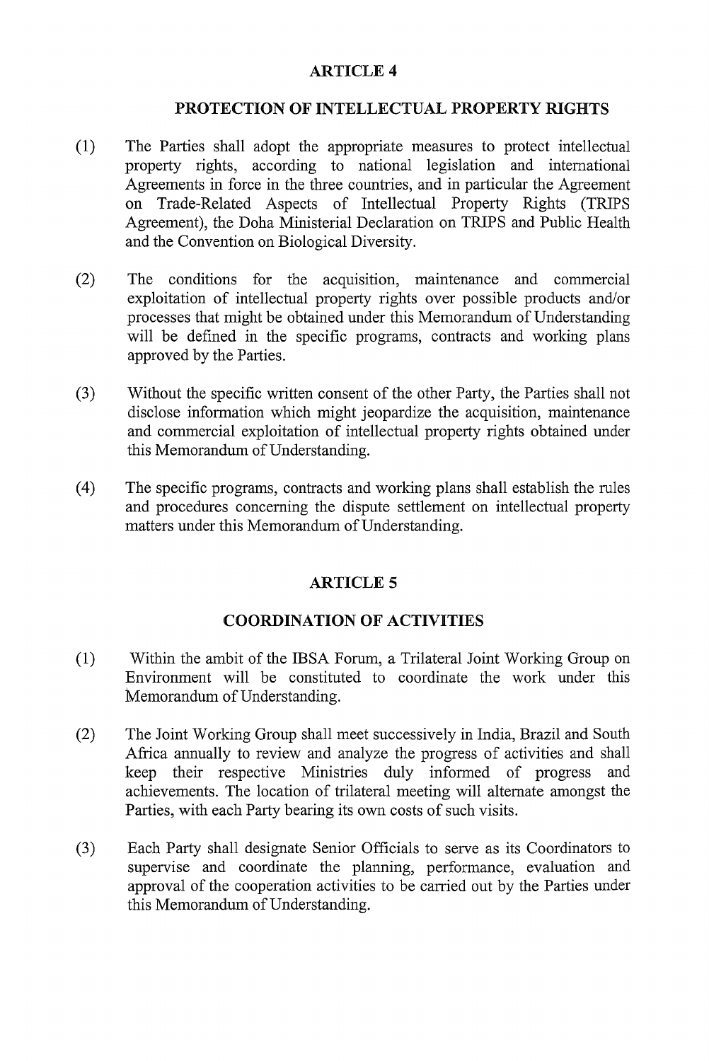## ARTICLE 4

## PROTECTION OF INTELLECTUAL PROPERTY RIGHTS

(1) The Parties shall adopt the appropriate measures to protect intellectual property rights, according to national legislation and international Agreements in force in the three countries, and in particular the Agreement on Trade-Related Aspects of Intellectual Property Rights (TRIPS Agreement), the Doha Ministerial Declaration on TRIPS and Public Health and the Convention on Biological Diversity.

(2) The conditions for the acquisition, maintenance and commercial exploitation of intellectual property rights over possible products and/or processes that might be obtained under this Memorandum of Understanding will be defined in the specific programs, contracts and working plans approved by the Parties.

(3) Without the specific written consent of the other Party, the Parties shall not disclose information which might jeopardize the acquisition, maintenance and commercial exploitation of intellectual property rights obtained under this Memorandum of Understanding.

(4) The specific programs, contracts and working plans shall establish the rules and procedures concerning the dispute settlement on intellectual property matters under this Memorandum of Understanding.

## ARTICLE 5

## COORDINATION OF ACTIVITIES

(1) Within the ambit of the IBSA Forum, a Trilateral Joint Working Group on Environment will be constituted to coordinate the work under this Memorandum of Understanding.

(2) The Joint Working Group shall meet successively in India, Brazil and South Africa annually to review and analyze the progress of activities and shall keep their respective Ministries duly informed of progress and achievements. The location of trilateral meeting will alternate amongst the Parties, with each Party bearing its own costs of such visits.

(3) Each Party shall designate Senior Officials to serve as its Coordinators to supervise and coordinate the planning, performance, evaluation and approval of the cooperation activities to be carried out by the Parties under this Memorandum of Understanding.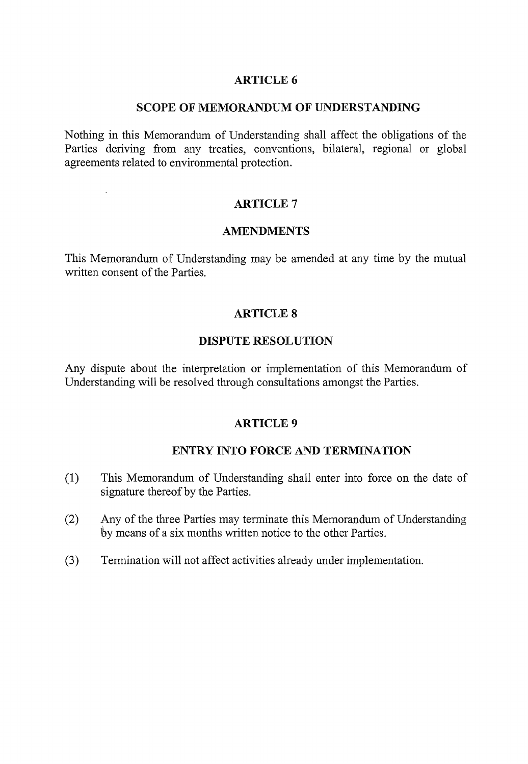## ARTICLE 6

## SCOPE OF MEMORANDUM OF UNDERSTANDING

Nothing in this Memorandum of Understanding shall affect the obligations of the Parties deriving from any treaties, conventions, bilateral, regional or global agreements related to environmental protection.

## ARTICLE 7

## AMENDMENTS

This Memorandum of Understanding may be amended at any time by the mutual written consent of the Parties.

## ARTICLE 8

## DISPUTE RESOLUTION

Any dispute about the interpretation or implementation of this Memorandum of Understanding will be resolved through consultations amongst the Parties.

## ARTICLE 9

## ENTRY INTO FORCE AND TERMINATION

(1) This Memorandum of Understanding shall enter into force on the date of signature thereof by the Parties.

(2) Any of the three Parties may terminate this Memorandum of Understanding by means of a six months written notice to the other Parties.

(3) Termination will not affect activities already under implementation.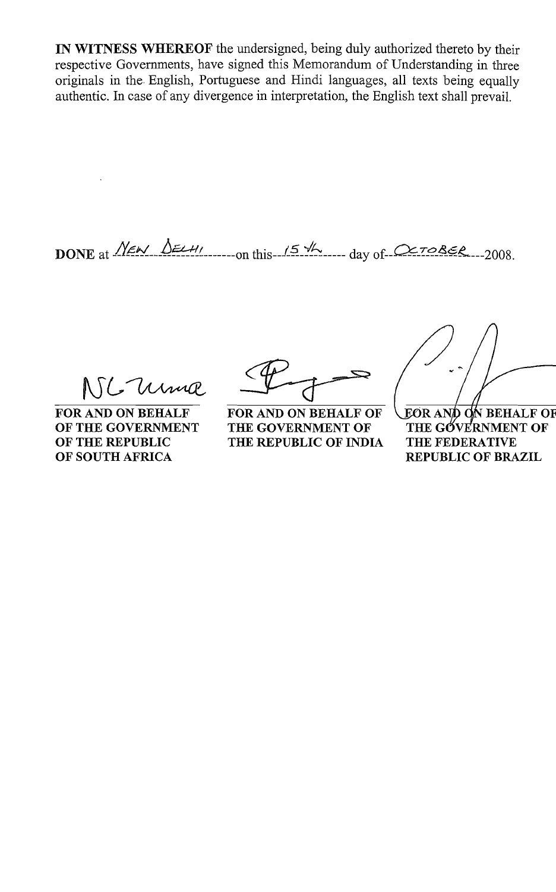**IN WITNESS WHEREOF** the undersigned, being duly authorized thereto by their respective Governments, have signed this Memorandum of Understanding in three originals in the English, Portuguese and Hindi languages, all texts being equally authentic. In case of any divergence in interpretation, the English text shall prevail.

**DONE** at NEW DELHI on this 15th day of OCTOBER 2008.

| | | |
|---|---|---|
| **FOR AND ON BEHALF OF THE GOVERNMENT OF THE REPUBLIC OF SOUTH AFRICA** | **FOR AND ON BEHALF OF THE GOVERNMENT OF THE REPUBLIC OF INDIA** | **FOR AND ON BEHALF OF THE GOVERNMENT OF THE FEDERATIVE REPUBLIC OF BRAZIL** |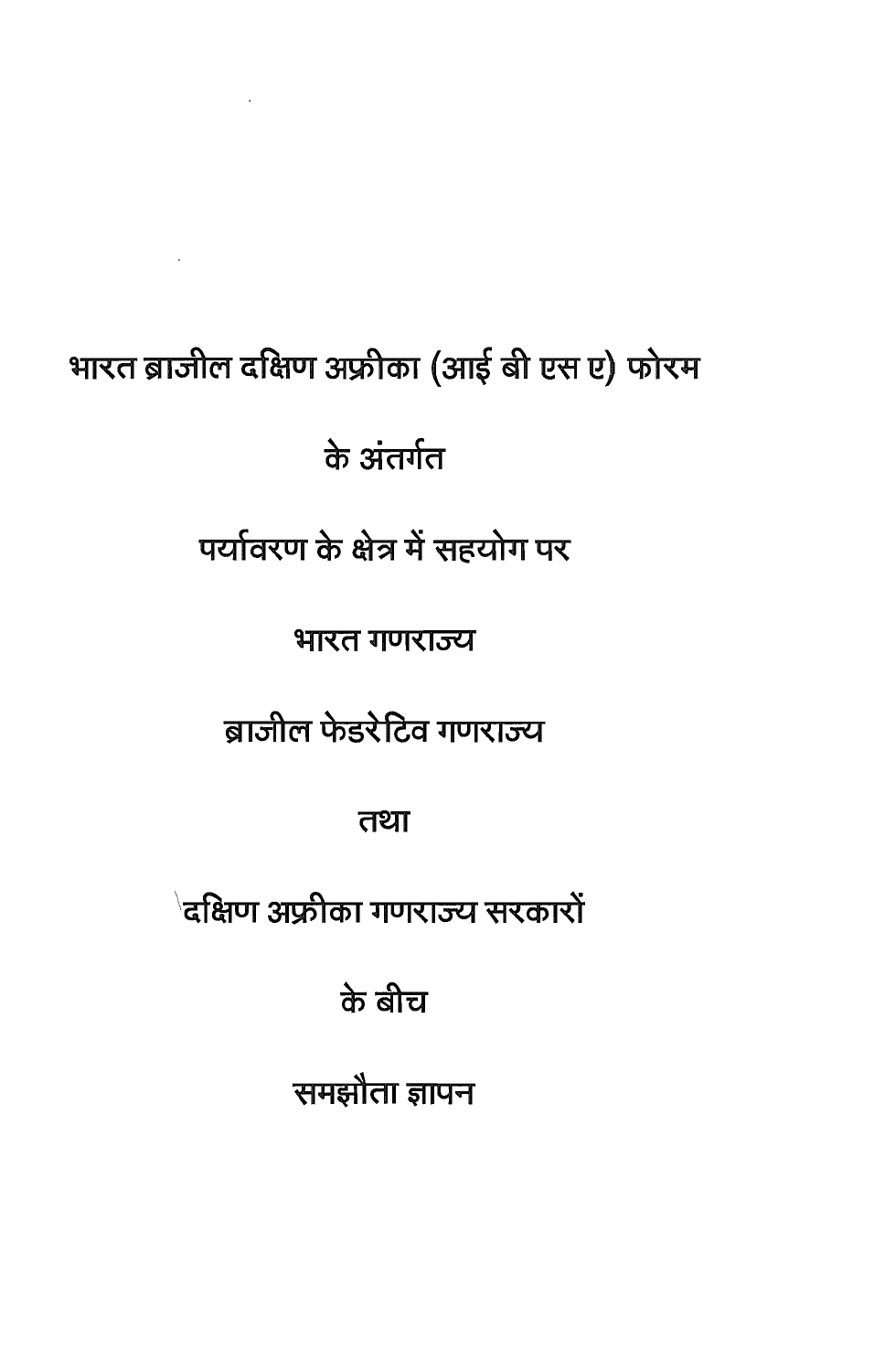# भारत ब्राजील दक्षिण अफ्रीका (आई बी एस ए) फोरम

# के अंतर्गत

# पर्यावरण के क्षेत्र में सहयोग पर

# भारत गणराज्य

# ब्राजील फेडरेटिव गणराज्य

# तथा

# दक्षिण अफ्रीका गणराज्य सरकारों

# के बीच

# समझौता ज्ञापन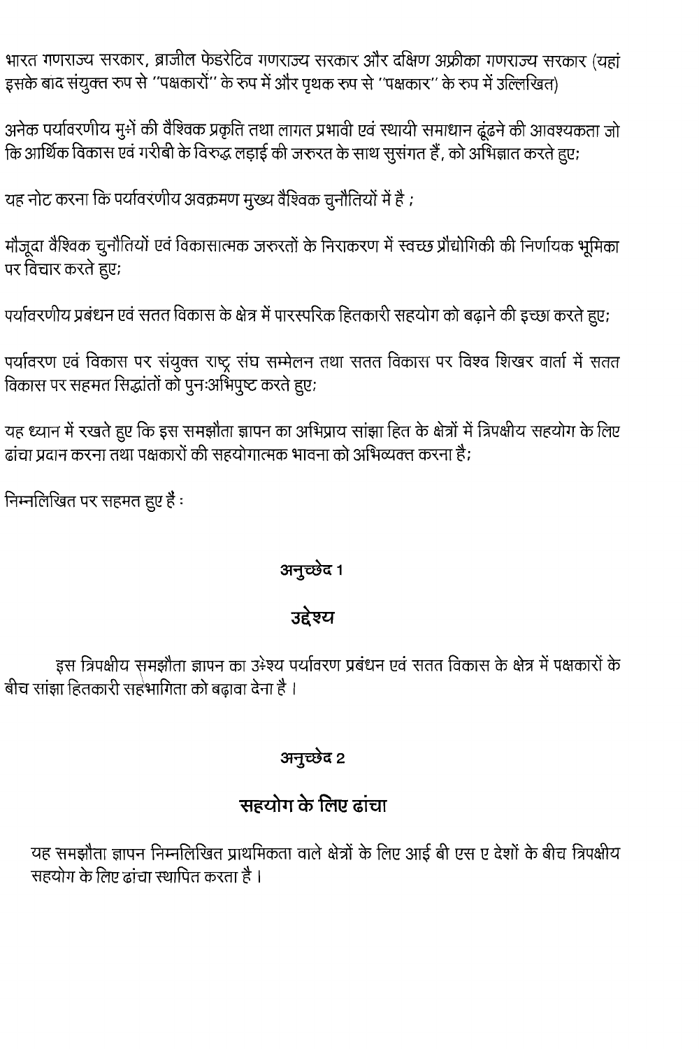भारत गणराज्य सरकार, ब्राजील फेडरेटिव गणराज्य सरकार और दक्षिण अफ्रीका गणराज्य सरकार (यहां इसके बाद संयुक्त रुप से "पक्षकारों" के रुप में और पृथक रुप से "पक्षकार" के रुप में उल्लिखित)

अनेक पर्यावरणीय मुद्दों की वैश्विक प्रकृति तथा लागत प्रभावी एवं स्थायी समाधान ढूंढने की आवश्यकता जो कि आर्थिक विकास एवं गरीबी के विरुद्ध लड़ाई की जरुरत के साथ सुसंगत हैं, को अभिज्ञात करते हुए;

यह नोट करना कि पर्यावरणीय अवक्रमण मुख्य वैश्विक चुनौतियों में है ;

मौजूदा वैश्विक चुनौतियों एवं विकासात्मक जरुरतों के निराकरण में स्वच्छ प्रौद्योगिकी की निर्णायक भूमिका पर विचार करते हुए;

पर्यावरणीय प्रबंधन एवं सतत विकास के क्षेत्र में पारस्परिक हितकारी सहयोग को बढ़ाने की इच्छा करते हुए;

पर्यावरण एवं विकास पर संयुक्त राष्ट्र संघ सम्मेलन तथा सतत विकास पर विश्व शिखर वार्ता में सतत विकास पर सहमत सिद्धांतों को पुनःअभिपुष्ट करते हुए;

यह ध्यान में रखते हुए कि इस समझौता ज्ञापन का अभिप्राय सांझा हित के क्षेत्रों में त्रिपक्षीय सहयोग के लिए ढांचा प्रदान करना तथा पक्षकारों की सहयोगात्मक भावना को अभिव्यक्त करना है;

निम्नलिखित पर सहमत हुए हैं :

## अनुच्छेद 1

## उद्देश्य

इस त्रिपक्षीय समझौता ज्ञापन का उद्देश्य पर्यावरण प्रबंधन एवं सतत विकास के क्षेत्र में पक्षकारों के बीच सांझा हितकारी सहभागिता को बढ़ावा देना है ।

## अनुच्छेद 2

## सहयोग के लिए ढांचा

यह समझौता ज्ञापन निम्नलिखित प्राथमिकता वाले क्षेत्रों के लिए आई बी एस ए देशों के बीच त्रिपक्षीय सहयोग के लिए ढांचा स्थापित करता है ।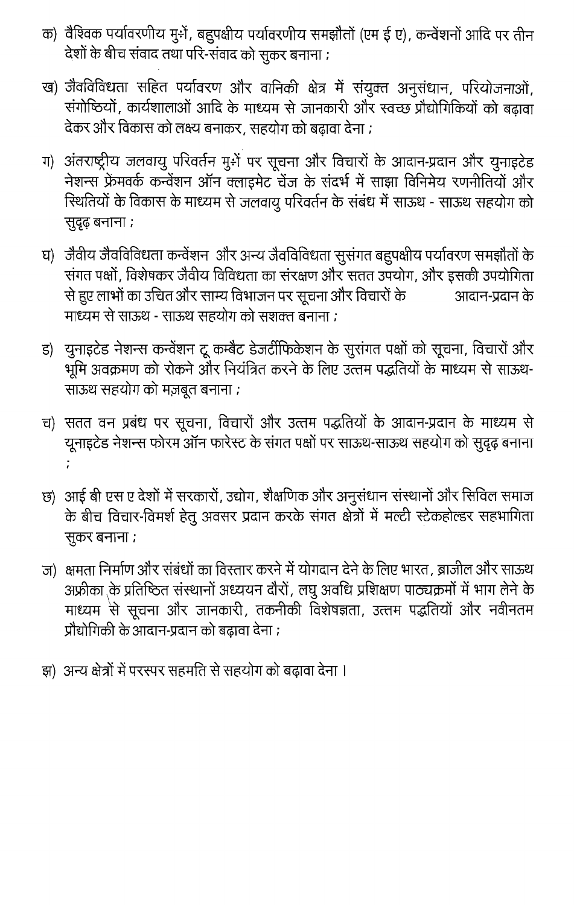क) वैश्विक पर्यावरणीय मुद्दों, बहुपक्षीय पर्यावरणीय समझौतों (एम ई ए), कन्वेंशनों आदि पर तीन देशों के बीच संवाद तथा परि-संवाद को सुकर बनाना ;

ख) जैवविविधता सहित पर्यावरण और वानिकी क्षेत्र में संयुक्त अनुसंधान, परियोजनाओं, संगोष्ठियों, कार्यशालाओं आदि के माध्यम से जानकारी और स्वच्छ प्रौद्योगिकियों को बढ़ावा देकर और विकास को लक्ष्य बनाकर, सहयोग को बढ़ावा देना ;

ग) अंतराष्ट्रीय जलवायु परिवर्तन मुद्दों पर सूचना और विचारों के आदान-प्रदान और युनाइटेड नेशन्स फ्रेमवर्क कन्वेंशन ऑन क्लाइमेट चेंज के संदर्भ में साझा विनिमेय रणनीतियों और स्थितियों के विकास के माध्यम से जलवायु परिवर्तन के संबंध में साऊथ - साऊथ सहयोग को सुदृढ़ बनाना ;

घ) जैवीय जैवविविधता कन्वेंशन और अन्य जैवविविधता सुसंगत बहुपक्षीय पर्यावरण समझौतों के संगत पक्षों, विशेषकर जैवीय विविधता का संरक्षण और सतत उपयोग, और इसकी उपयोगिता से हुए लाभों का उचित और साम्य विभाजन पर सूचना और विचारों के आदान-प्रदान के माध्यम से साऊथ - साऊथ सहयोग को सशक्त बनाना ;

ड) युनाइटेड नेशन्स कन्वेंशन टू कम्बैट डेजर्टीफिकेशन के सुसंगत पक्षों को सूचना, विचारों और भूमि अवक्रमण को रोकने और नियंत्रित करने के लिए उत्तम पद्धतियों के माध्यम से साऊथ-साऊथ सहयोग को मज़बूत बनाना ;

च) सतत वन प्रबंध पर सूचना, विचारों और उत्तम पद्धतियों के आदान-प्रदान के माध्यम से यूनाइटेड नेशन्स फोरम ऑन फारेस्ट के संगत पक्षों पर साऊथ-साऊथ सहयोग को सुदृढ़ बनाना ;

छ) आई बी एस ए देशों में सरकारों, उद्योग, शैक्षणिक और अनुसंधान संस्थानों और सिविल समाज के बीच विचार-विमर्श हेतु अवसर प्रदान करके संगत क्षेत्रों में मल्टी स्टेकहोल्डर सहभागिता सुकर बनाना ;

ज) क्षमता निर्माण और संबंधों का विस्तार करने में योगदान देने के लिए भारत, ब्राजील और साऊथ अफ्रीका के प्रतिष्ठित संस्थानों अध्ययन दौरों, लघु अवधि प्रशिक्षण पाठ्यक्रमों में भाग लेने के माध्यम से सूचना और जानकारी, तकनीकी विशेषज्ञता, उत्तम पद्धतियों और नवीनतम प्रौद्योगिकी के आदान-प्रदान को बढ़ावा देना ;

झ) अन्य क्षेत्रों में परस्पर सहमति से सहयोग को बढ़ावा देना ।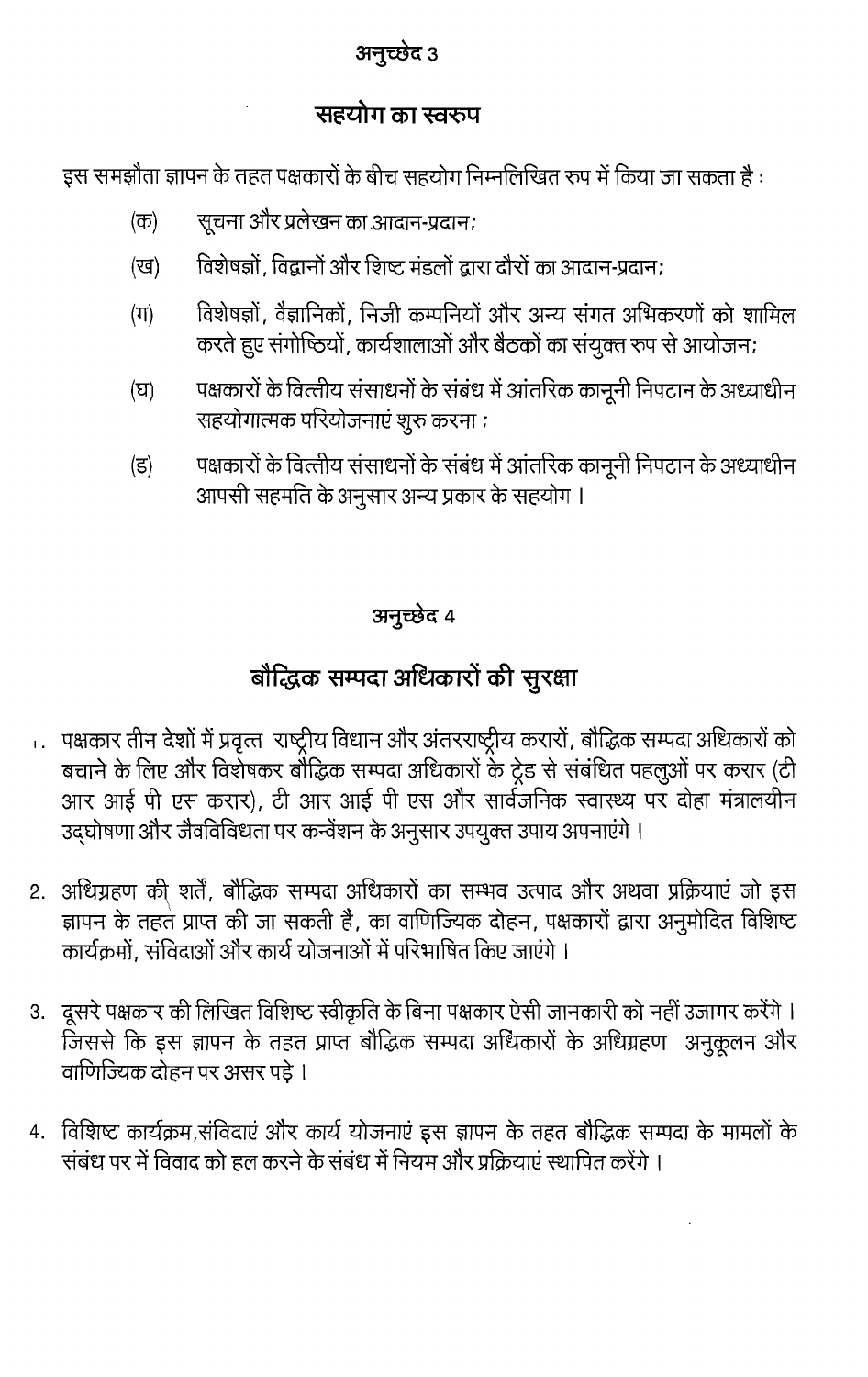## अनुच्छेद 3

## सहयोग का स्वरुप

इस समझौता ज्ञापन के तहत पक्षकारों के बीच सहयोग निम्नलिखित रुप में किया जा सकता है :

(क) सूचना और प्रलेखन का आदान-प्रदान;

(ख) विशेषज्ञों, विद्वानों और शिष्ट मंडलों द्वारा दौरों का आदान-प्रदान;

(ग) विशेषज्ञों, वैज्ञानिकों, निजी कम्पनियों और अन्य संगत अभिकरणों को शामिल करते हुए संगोष्ठियों, कार्यशालाओं और बैठकों का संयुक्त रुप से आयोजन;

(घ) पक्षकारों के वित्तीय संसाधनों के संबंध में आंतरिक कानूनी निपटान के अध्याधीन सहयोगात्मक परियोजनाएं शुरु करना ;

(ड) पक्षकारों के वित्तीय संसाधनों के संबंध में आंतरिक कानूनी निपटान के अध्याधीन आपसी सहमति के अनुसार अन्य प्रकार के सहयोग ।

## अनुच्छेद 4

## बौद्धिक सम्पदा अधिकारों की सुरक्षा

1. पक्षकार तीन देशों में प्रवृत्त राष्ट्रीय विधान और अंतरराष्ट्रीय करारों, बौद्धिक सम्पदा अधिकारों को बचाने के लिए और विशेषकर बौद्धिक सम्पदा अधिकारों के ट्रेड से संबंधित पहलुओं पर करार (टी आर आई पी एस करार), टी आर आई पी एस और सार्वजनिक स्वास्थ्य पर दोहा मंत्रालयीन उद्घोषणा और जैवविविधता पर कन्वेंशन के अनुसार उपयुक्त उपाय अपनाएंगे ।

2. अधिग्रहण की शर्तें, बौद्धिक सम्पदा अधिकारों का सम्भव उत्पाद और अथवा प्रक्रियाएं जो इस ज्ञापन के तहत प्राप्त की जा सकती हैं, का वाणिज्यिक दोहन, पक्षकारों द्वारा अनुमोदित विशिष्ट कार्यक्रमों, संविदाओं और कार्य योजनाओं में परिभाषित किए जाएंगे ।

3. दूसरे पक्षकार की लिखित विशिष्ट स्वीकृति के बिना पक्षकार ऐसी जानकारी को नहीं उजागर करेंगे । जिससे कि इस ज्ञापन के तहत प्राप्त बौद्धिक सम्पदा अधिकारों के अधिग्रहण अनुकूलन और वाणिज्यिक दोहन पर असर पड़े ।

4. विशिष्ट कार्यक्रम,संविदाएं और कार्य योजनाएं इस ज्ञापन के तहत बौद्धिक सम्पदा के मामलों के संबंध पर में विवाद को हल करने के संबंध में नियम और प्रक्रियाएं स्थापित करेंगे ।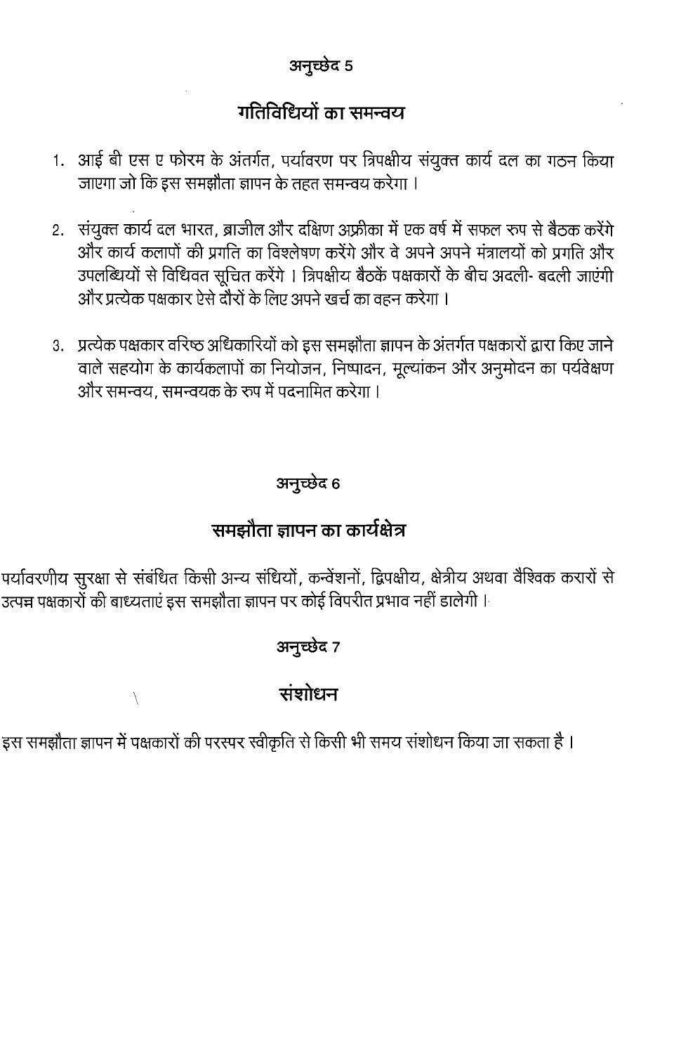## अनुच्छेद 5

## गतिविधियों का समन्वय

1. आई बी एस ए फोरम के अंतर्गत, पर्यावरण पर त्रिपक्षीय संयुक्त कार्य दल का गठन किया जाएगा जो कि इस समझौता ज्ञापन के तहत समन्वय करेगा ।

2. संयुक्त कार्य दल भारत, ब्राजील और दक्षिण अफ्रीका में एक वर्ष में सफल रुप से बैठक करेंगे और कार्य कलापों की प्रगति का विश्लेषण करेंगे और वे अपने अपने मंत्रालयों को प्रगति और उपलब्धियों से विधिवत सूचित करेंगे । त्रिपक्षीय बैठकें पक्षकारों के बीच अदली- बदली जाएंगी और प्रत्येक पक्षकार ऐसे दौरों के लिए अपने खर्च का वहन करेगा ।

3. प्रत्येक पक्षकार वरिष्ठ अधिकारियों को इस समझौता ज्ञापन के अंतर्गत पक्षकारों द्वारा किए जाने वाले सहयोग के कार्यकलापों का नियोजन, निष्पादन, मूल्यांकन और अनुमोदन का पर्यवेक्षण और समन्वय, समन्वयक के रुप में पदनामित करेगा ।

## अनुच्छेद 6

## समझौता ज्ञापन का कार्यक्षेत्र

पर्यावरणीय सुरक्षा से संबंधित किसी अन्य संधियों, कन्वेंशनों, द्विपक्षीय, क्षेत्रीय अथवा वैश्विक करारों से उत्पन्न पक्षकारों की बाध्यताएं इस समझौता ज्ञापन पर कोई विपरीत प्रभाव नहीं डालेगी ।

## अनुच्छेद 7

## संशोधन

इस समझौता ज्ञापन में पक्षकारों की परस्पर स्वीकृति से किसी भी समय संशोधन किया जा सकता है ।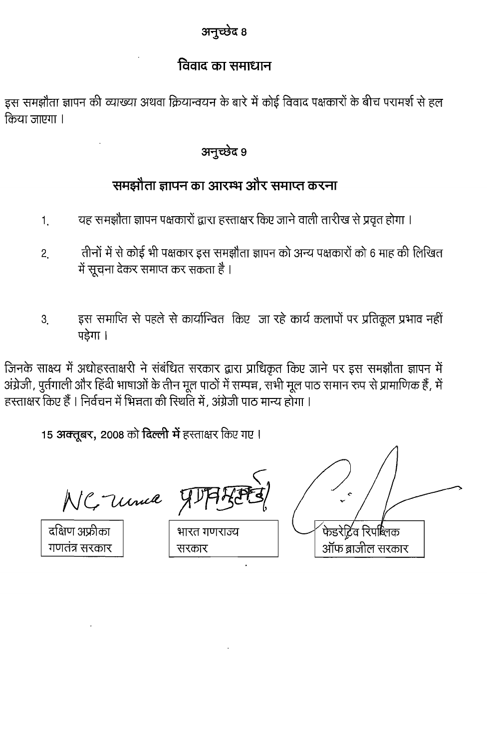## अनुच्छेद 8

## विवाद का समाधान

इस समझौता ज्ञापन की व्याख्या अथवा क्रियान्वयन के बारे में कोई विवाद पक्षकारों के बीच परामर्श से हल किया जाएगा ।

## अनुच्छेद 9

## समझौता ज्ञापन का आरम्भ और समाप्त करना

1. यह समझौता ज्ञापन पक्षकारों द्वारा हस्ताक्षर किए जाने वाली तारीख से प्रवृत होगा ।

2. तीनों में से कोई भी पक्षकार इस समझौता ज्ञापन को अन्य पक्षकारों को 6 माह की लिखित में सूचना देकर समाप्त कर सकता है ।

3. इस समाप्ति से पहले से कार्यान्वित किए जा रहे कार्य कलापों पर प्रतिकूल प्रभाव नहीं पड़ेगा ।

जिनके साक्ष्य में अधोहस्ताक्षरी ने संबंधित सरकार द्वारा प्राधिकृत किए जाने पर इस समझौता ज्ञापन में अंग्रेजी, पुर्तगाली और हिंदी भाषाओं के तीन मूल पाठों में सम्पन्न, सभी मूल पाठ समान रुप से प्रामाणिक हैं, में हस्ताक्षर किए हैं । निर्वचन में भिन्नता की स्थिति में, अंग्रेजी पाठ मान्य होगा ।

15 **अक्तूबर,** 2008 को **दिल्ली में** हस्ताक्षर किए गए ।

| दक्षिण अफ्रीका गणतंत्र सरकार | भारत गणराज्य सरकार | फेडरेटिव रिपब्लिक ऑफ ब्राजील सरकार |
|---|---|---|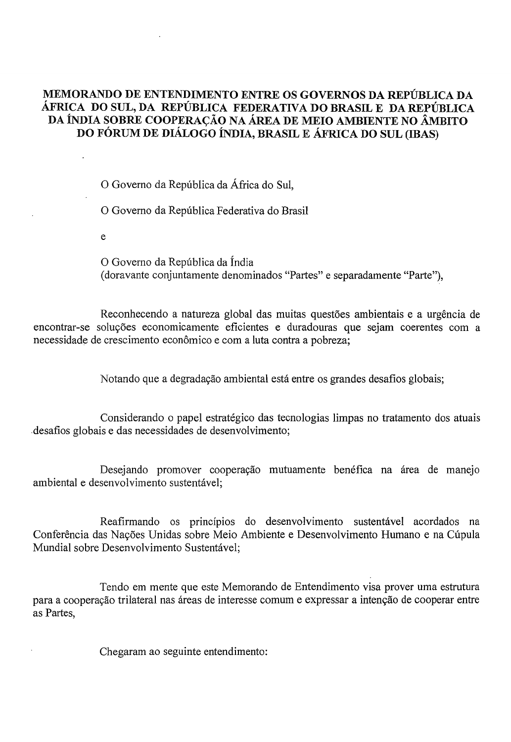**MEMORANDO DE ENTENDIMENTO ENTRE OS GOVERNOS DA REPÚBLICA DA ÁFRICA DO SUL, DA REPÚBLICA FEDERATIVA DO BRASIL E DA REPÚBLICA DA ÍNDIA SOBRE COOPERAÇÃO NA ÁREA DE MEIO AMBIENTE NO ÂMBITO DO FÓRUM DE DIÁLOGO ÍNDIA, BRASIL E ÁFRICA DO SUL (IBAS)**

O Governo da República da África do Sul,

O Governo da República Federativa do Brasil

e

O Governo da República da Índia
(doravante conjuntamente denominados "Partes" e separadamente "Parte"),

Reconhecendo a natureza global das muitas questões ambientais e a urgência de encontrar-se soluções economicamente eficientes e duradouras que sejam coerentes com a necessidade de crescimento econômico e com a luta contra a pobreza;

Notando que a degradação ambiental está entre os grandes desafios globais;

Considerando o papel estratégico das tecnologias limpas no tratamento dos atuais desafios globais e das necessidades de desenvolvimento;

Desejando promover cooperação mutuamente benéfica na área de manejo ambiental e desenvolvimento sustentável;

Reafirmando os princípios do desenvolvimento sustentável acordados na Conferência das Nações Unidas sobre Meio Ambiente e Desenvolvimento Humano e na Cúpula Mundial sobre Desenvolvimento Sustentável;

Tendo em mente que este Memorando de Entendimento visa prover uma estrutura para a cooperação trilateral nas áreas de interesse comum e expressar a intenção de cooperar entre as Partes,

Chegaram ao seguinte entendimento: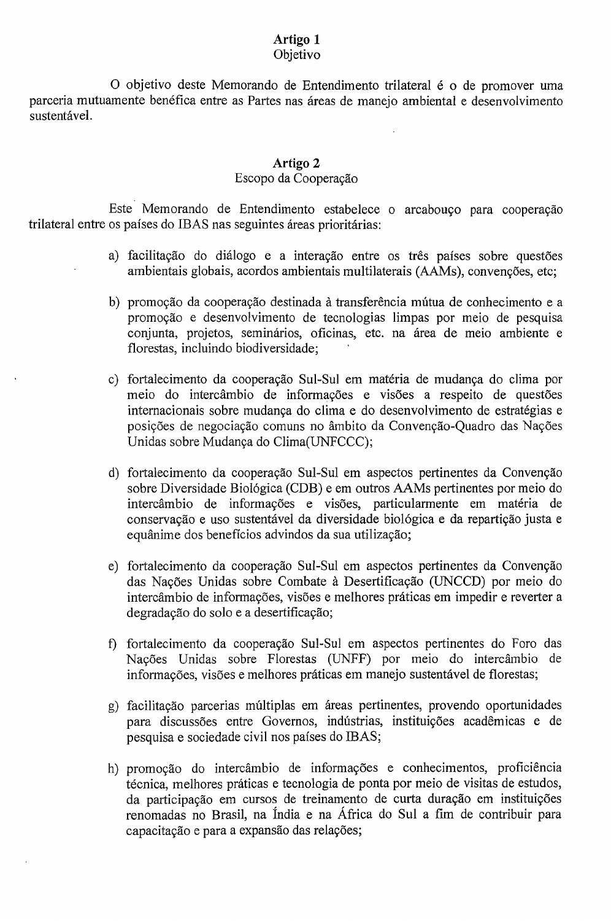**Artigo 1**
Objetivo

O objetivo deste Memorando de Entendimento trilateral é o de promover uma parceria mutuamente benéfica entre as Partes nas áreas de manejo ambiental e desenvolvimento sustentável.

**Artigo 2**
Escopo da Cooperação

Este Memorando de Entendimento estabelece o arcabouço para cooperação trilateral entre os países do IBAS nas seguintes áreas prioritárias:

a) facilitação do diálogo e a interação entre os três países sobre questões ambientais globais, acordos ambientais multilaterais (AAMs), convenções, etc;

b) promoção da cooperação destinada à transferência mútua de conhecimento e a promoção e desenvolvimento de tecnologias limpas por meio de pesquisa conjunta, projetos, seminários, oficinas, etc. na área de meio ambiente e florestas, incluindo biodiversidade;

c) fortalecimento da cooperação Sul-Sul em matéria de mudança do clima por meio do intercâmbio de informações e visões a respeito de questões internacionais sobre mudança do clima e do desenvolvimento de estratégias e posições de negociação comuns no âmbito da Convenção-Quadro das Nações Unidas sobre Mudança do Clima(UNFCCC);

d) fortalecimento da cooperação Sul-Sul em aspectos pertinentes da Convenção sobre Diversidade Biológica (CDB) e em outros AAMs pertinentes por meio do intercâmbio de informações e visões, particularmente em matéria de conservação e uso sustentável da diversidade biológica e da repartição justa e equânime dos benefícios advindos da sua utilização;

e) fortalecimento da cooperação Sul-Sul em aspectos pertinentes da Convenção das Nações Unidas sobre Combate à Desertificação (UNCCD) por meio do intercâmbio de informações, visões e melhores práticas em impedir e reverter a degradação do solo e a desertificação;

f) fortalecimento da cooperação Sul-Sul em aspectos pertinentes do Foro das Nações Unidas sobre Florestas (UNFF) por meio do intercâmbio de informações, visões e melhores práticas em manejo sustentável de florestas;

g) facilitação parcerias múltiplas em áreas pertinentes, provendo oportunidades para discussões entre Governos, indústrias, instituições acadêmicas e de pesquisa e sociedade civil nos países do IBAS;

h) promoção do intercâmbio de informações e conhecimentos, proficiência técnica, melhores práticas e tecnologia de ponta por meio de visitas de estudos, da participação em cursos de treinamento de curta duração em instituições renomadas no Brasil, na Índia e na África do Sul a fim de contribuir para capacitação e para a expansão das relações;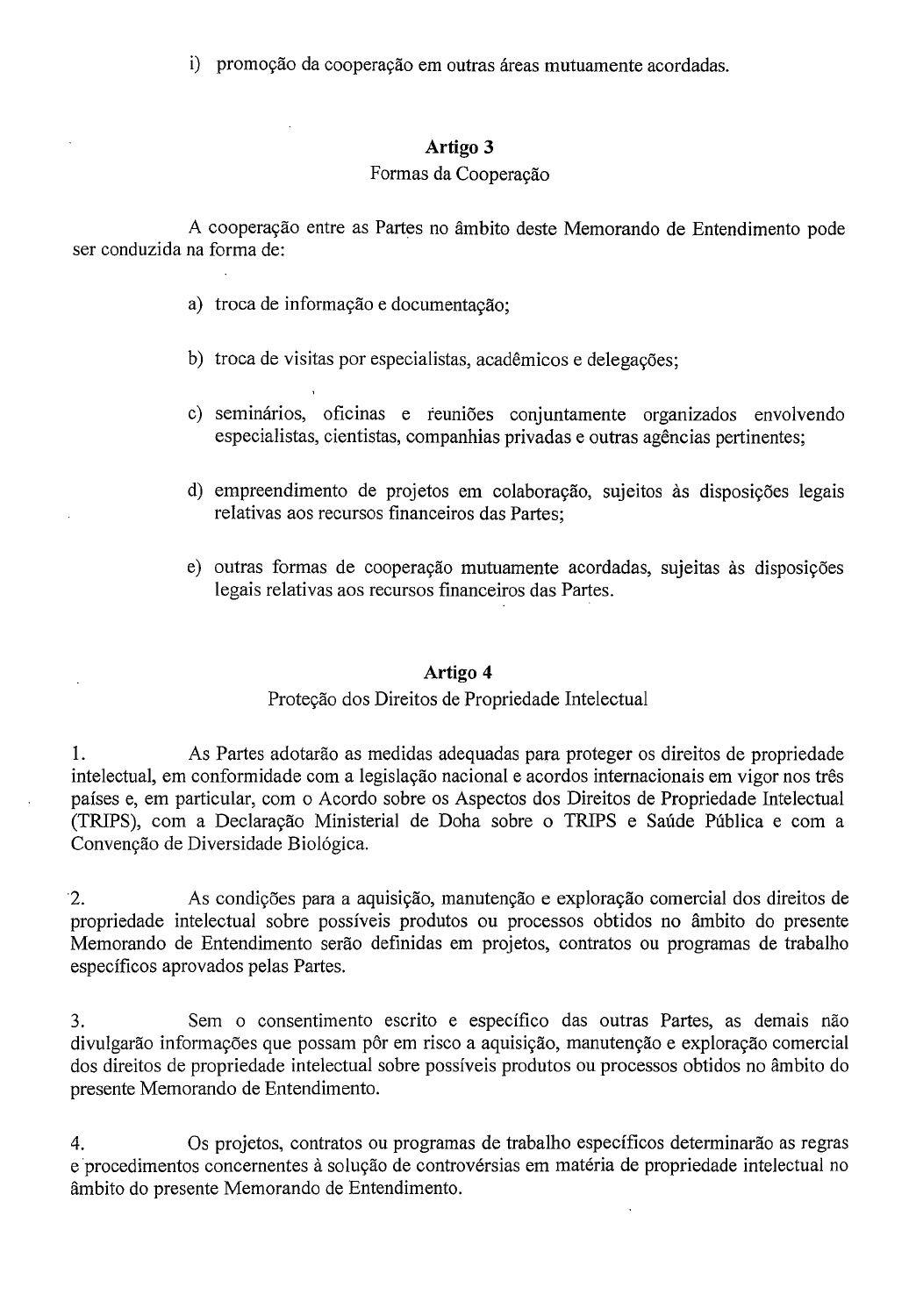i) promoção da cooperação em outras áreas mutuamente acordadas.

## Artigo 3

Formas da Cooperação

A cooperação entre as Partes no âmbito deste Memorando de Entendimento pode ser conduzida na forma de:

a) troca de informação e documentação;

b) troca de visitas por especialistas, acadêmicos e delegações;

c) seminários, oficinas e reuniões conjuntamente organizados envolvendo especialistas, cientistas, companhias privadas e outras agências pertinentes;

d) empreendimento de projetos em colaboração, sujeitos às disposições legais relativas aos recursos financeiros das Partes;

e) outras formas de cooperação mutuamente acordadas, sujeitas às disposições legais relativas aos recursos financeiros das Partes.

## Artigo 4

Proteção dos Direitos de Propriedade Intelectual

1. As Partes adotarão as medidas adequadas para proteger os direitos de propriedade intelectual, em conformidade com a legislação nacional e acordos internacionais em vigor nos três países e, em particular, com o Acordo sobre os Aspectos dos Direitos de Propriedade Intelectual (TRIPS), com a Declaração Ministerial de Doha sobre o TRIPS e Saúde Pública e com a Convenção de Diversidade Biológica.

2. As condições para a aquisição, manutenção e exploração comercial dos direitos de propriedade intelectual sobre possíveis produtos ou processos obtidos no âmbito do presente Memorando de Entendimento serão definidas em projetos, contratos ou programas de trabalho específicos aprovados pelas Partes.

3. Sem o consentimento escrito e específico das outras Partes, as demais não divulgarão informações que possam pôr em risco a aquisição, manutenção e exploração comercial dos direitos de propriedade intelectual sobre possíveis produtos ou processos obtidos no âmbito do presente Memorando de Entendimento.

4. Os projetos, contratos ou programas de trabalho específicos determinarão as regras e procedimentos concernentes à solução de controvérsias em matéria de propriedade intelectual no âmbito do presente Memorando de Entendimento.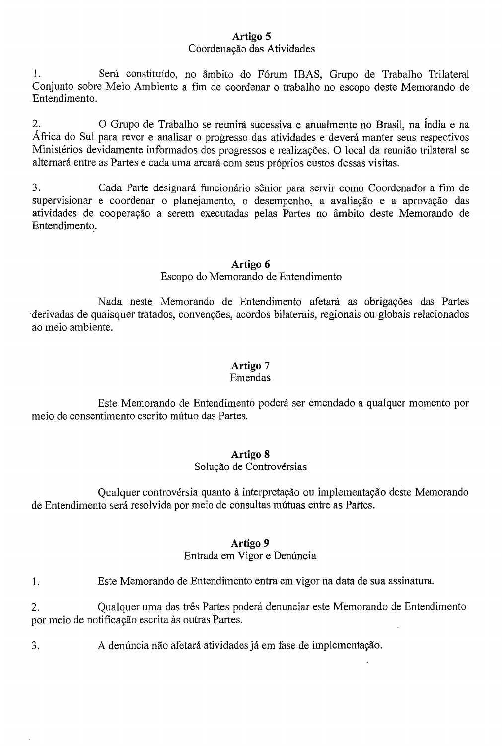## Artigo 5
Coordenação das Atividades

1. Será constituído, no âmbito do Fórum IBAS, Grupo de Trabalho Trilateral Conjunto sobre Meio Ambiente a fim de coordenar o trabalho no escopo deste Memorando de Entendimento.

2. O Grupo de Trabalho se reunirá sucessiva e anualmente no Brasil, na Índia e na África do Sul para rever e analisar o progresso das atividades e deverá manter seus respectivos Ministérios devidamente informados dos progressos e realizações. O local da reunião trilateral se alternará entre as Partes e cada uma arcará com seus próprios custos dessas visitas.

3. Cada Parte designará funcionário sênior para servir como Coordenador a fim de supervisionar e coordenar o planejamento, o desempenho, a avaliação e a aprovação das atividades de cooperação a serem executadas pelas Partes no âmbito deste Memorando de Entendimento.

## Artigo 6
Escopo do Memorando de Entendimento

Nada neste Memorando de Entendimento afetará as obrigações das Partes derivadas de quaisquer tratados, convenções, acordos bilaterais, regionais ou globais relacionados ao meio ambiente.

## Artigo 7
Emendas

Este Memorando de Entendimento poderá ser emendado a qualquer momento por meio de consentimento escrito mútuo das Partes.

## Artigo 8
Solução de Controvérsias

Qualquer controvérsia quanto à interpretação ou implementação deste Memorando de Entendimento será resolvida por meio de consultas mútuas entre as Partes.

## Artigo 9
Entrada em Vigor e Denúncia

1. Este Memorando de Entendimento entra em vigor na data de sua assinatura.

2. Qualquer uma das três Partes poderá denunciar este Memorando de Entendimento por meio de notificação escrita às outras Partes.

3. A denúncia não afetará atividades já em fase de implementação.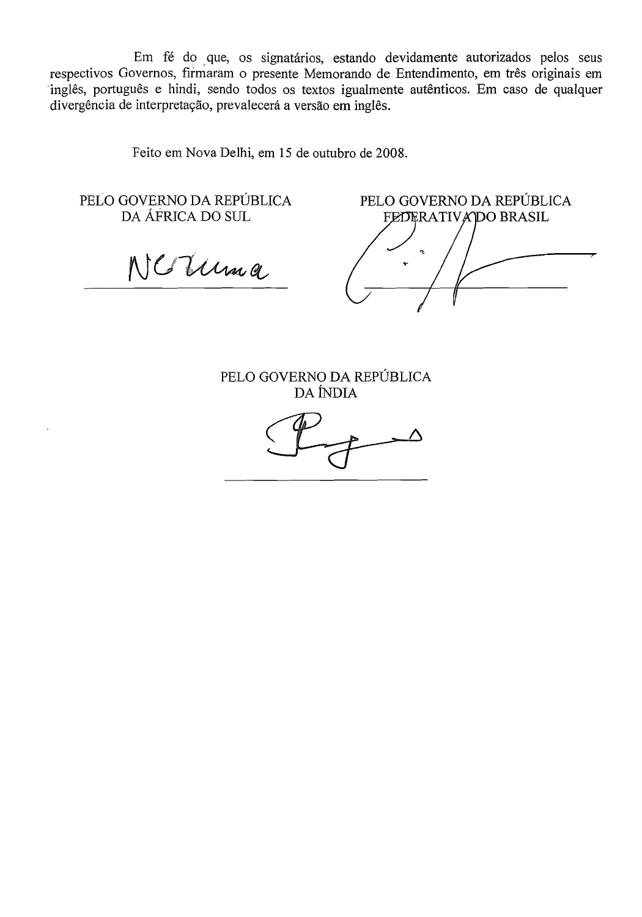Em fé do que, os signatários, estando devidamente autorizados pelos seus respectivos Governos, firmaram o presente Memorando de Entendimento, em três originais em inglês, português e hindi, sendo todos os textos igualmente autênticos. Em caso de qualquer divergência de interpretação, prevalecerá a versão em inglês.

Feito em Nova Delhi, em 15 de outubro de 2008.

PELO GOVERNO DA REPÚBLICA DA ÁFRICA DO SUL

PELO GOVERNO DA REPÚBLICA FEDERATIVA DO BRASIL

PELO GOVERNO DA REPÚBLICA DA ÍNDIA